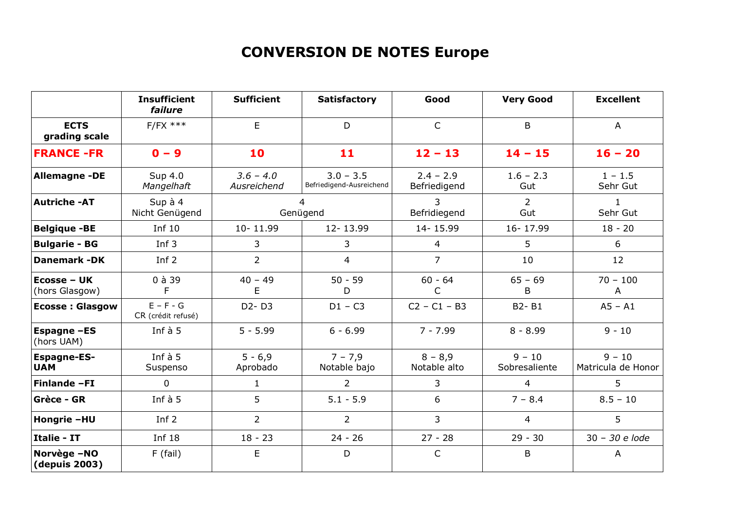# CONVERSION DE NOTES Europe

| | **Insufficient** ***failure*** | **Sufficient** | **Satisfactory** | **Good** | **Very Good** | **Excellent** |
|---|---|---|---|---|---|---|
| **ECTS grading scale** | F/FX *** | E | D | C | B | A |
| **FRANCE -FR** | **0 – 9** | **10** | **11** | **12 – 13** | **14 – 15** | **16 – 20** |
| **Allemagne -DE** | Sup 4.0 *Mangelhaft* | *3.6 – 4.0* *Ausreichend* | 3.0 – 3.5 Befriedigend-Ausreichend | 2.4 – 2.9 Befriedigend | 1.6 – 2.3 Gut | 1 – 1.5 Sehr Gut |
| **Autriche -AT** | Sup à 4 Nicht Genügend | 4 Genügend | | 3 Befridiegend | 2 Gut | 1 Sehr Gut |
| **Belgique -BE** | Inf 10 | 10- 11.99 | 12- 13.99 | 14- 15.99 | 16- 17.99 | 18 - 20 |
| **Bulgarie - BG** | Inf 3 | 3 | 3 | 4 | 5 | 6 |
| **Danemark -DK** | Inf 2 | 2 | 4 | 7 | 10 | 12 |
| **Ecosse – UK** (hors Glasgow) | 0 à 39 F | 40 – 49 E | 50 - 59 D | 60 - 64 C | 65 – 69 B | 70 – 100 A |
| **Ecosse : Glasgow** | E – F - G CR (crédit refusé) | D2- D3 | D1 – C3 | C2 – C1 – B3 | B2- B1 | A5 – A1 |
| **Espagne –ES** (hors UAM) | Inf à 5 | 5 - 5.99 | 6 - 6.99 | 7 - 7.99 | 8 - 8.99 | 9 - 10 |
| **Espagne-ES-UAM** | Inf à 5 Suspenso | 5 - 6,9 Aprobado | 7 – 7,9 Notable bajo | 8 – 8,9 Notable alto | 9 – 10 Sobresaliente | 9 – 10 Matricula de Honor |
| **Finlande –FI** | 0 | 1 | 2 | 3 | 4 | 5 |
| **Grèce - GR** | Inf à 5 | 5 | 5.1 - 5.9 | 6 | 7 – 8.4 | 8.5 – 10 |
| **Hongrie –HU** | Inf 2 | 2 | 2 | 3 | 4 | 5 |
| **Italie - IT** | Inf 18 | 18 - 23 | 24 - 26 | 27 - 28 | 29 - 30 | 30 – *30 e lode* |
| **Norvège –NO (depuis 2003)** | F (fail) | E | D | C | B | A |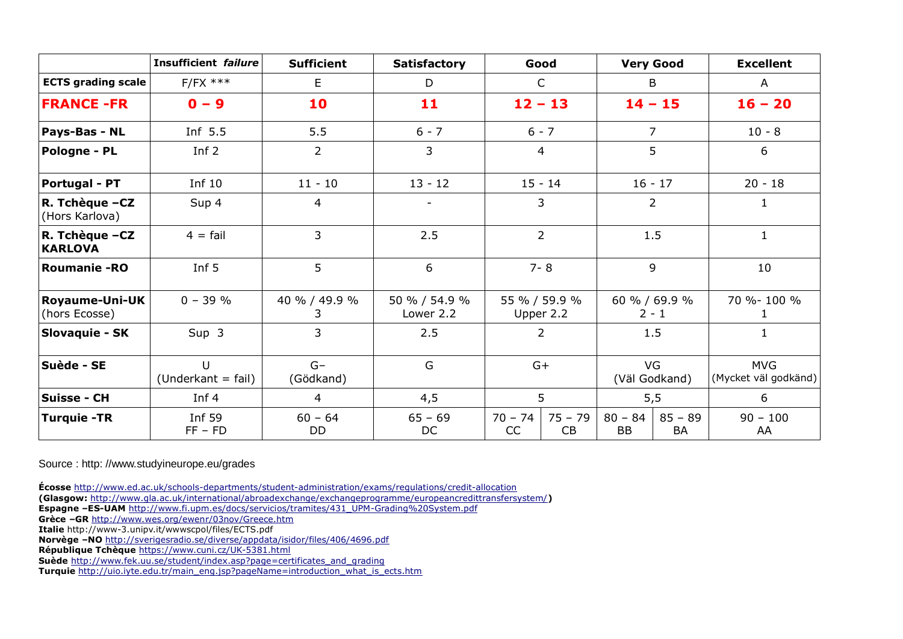| | Insufficient *failure* | Sufficient | Satisfactory | Good | | Very Good | | Excellent |
|---|---|---|---|---|---|---|---|---|
| **ECTS grading scale** | F/FX *** | E | D | C | | B | | A |
| **FRANCE -FR** | **0 – 9** | **10** | **11** | **12 – 13** | | **14 – 15** | | **16 – 20** |
| **Pays-Bas - NL** | Inf 5.5 | 5.5 | 6 - 7 | 6 - 7 | | 7 | | 10 - 8 |
| **Pologne - PL** | Inf 2 | 2 | 3 | 4 | | 5 | | 6 |
| **Portugal - PT** | Inf 10 | 11 - 10 | 13 - 12 | 15 - 14 | | 16 - 17 | | 20 - 18 |
| **R. Tchèque –CZ** (Hors Karlova) | Sup 4 | 4 | - | 3 | | 2 | | 1 |
| **R. Tchèque –CZ KARLOVA** | 4 = fail | 3 | 2.5 | 2 | | 1.5 | | 1 |
| **Roumanie -RO** | Inf 5 | 5 | 6 | 7- 8 | | 9 | | 10 |
| **Royaume-Uni-UK** (hors Ecosse) | 0 – 39 % | 40 % / 49.9 % 3 | 50 % / 54.9 % Lower 2.2 | 55 % / 59.9 % Upper 2.2 | | 60 % / 69.9 % 2 - 1 | | 70 %- 100 % 1 |
| **Slovaquie - SK** | Sup 3 | 3 | 2.5 | 2 | | 1.5 | | 1 |
| **Suède - SE** | U (Underkant = fail) | G– (Gödkand) | G | G+ | | VG (Väl Godkand) | | MVG (Mycket väl godkänd) |
| **Suisse - CH** | Inf 4 | 4 | 4,5 | 5 | | 5,5 | | 6 |
| **Turquie -TR** | Inf 59 FF – FD | 60 – 64 DD | 65 – 69 DC | 70 – 74 CC | 75 – 79 CB | 80 – 84 BB | 85 – 89 BA | 90 – 100 AA |

Source : http: //www.studyineurope.eu/grades

**Écosse** http://www.ed.ac.uk/schools-departments/student-administration/exams/regulations/credit-allocation
**(Glasgow:** http://www.gla.ac.uk/international/abroadexchange/exchangeprogramme/europeancredittransfersystem/ **)**
**Espagne –ES-UAM** http://www.fi.upm.es/docs/servicios/tramites/431_UPM-Grading%20System.pdf
**Grèce –GR** http://www.wes.org/ewenr/03nov/Greece.htm
**Italie** http://www-3.unipv.it/wwwscpol/files/ECTS.pdf
**Norvège –NO** http://sverigesradio.se/diverse/appdata/isidor/files/406/4696.pdf
**République Tchèque** https://www.cuni.cz/UK-5381.html
**Suède** http://www.fek.uu.se/student/index.asp?page=certificates_and_grading
**Turquie** http://uio.iyte.edu.tr/main_eng.jsp?pageName=introduction_what_is_ects.htm